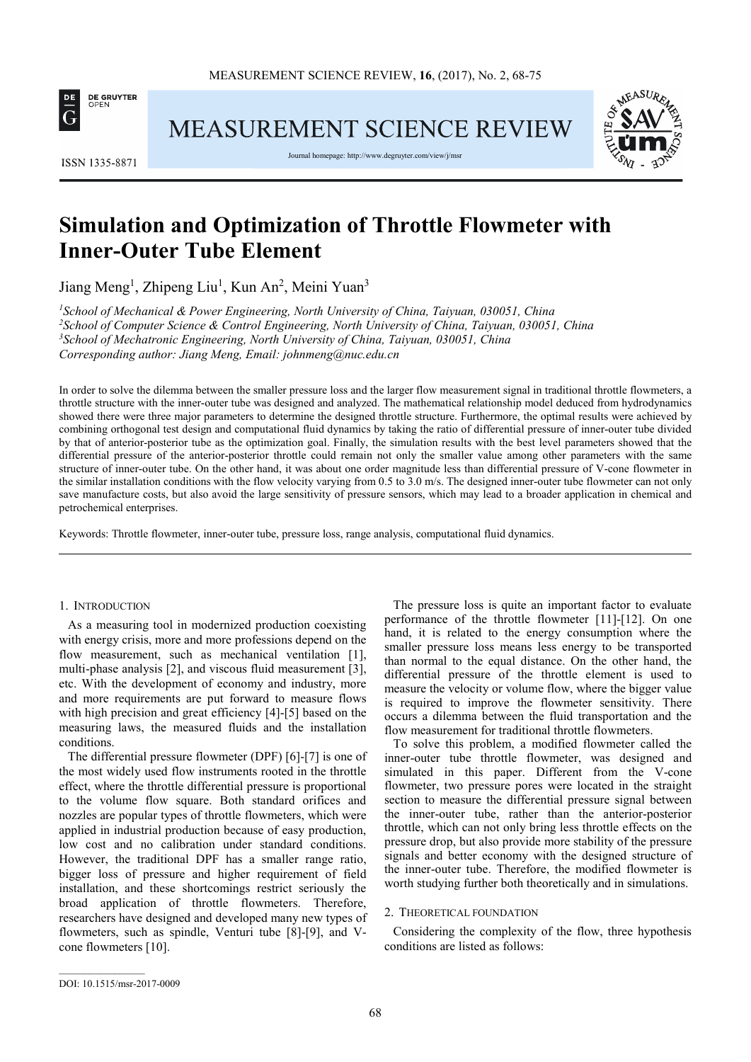# Simulation and Optimization of Throttle Flowmeter with Inner-Outer Tube Element

Jiang Meng[1], Zhipeng Liu[1], Kun An[2], Meini Yuan[3]

[1]*School of Mechanical & Power Engineering, North University of China, Taiyuan, 030051, China*
[2]*School of Computer Science & Control Engineering, North University of China, Taiyuan, 030051, China*
[3]*School of Mechatronic Engineering, North University of China, Taiyuan, 030051, China*
*Corresponding author: Jiang Meng, Email: johnmeng@nuc.edu.cn*

In order to solve the dilemma between the smaller pressure loss and the larger flow measurement signal in traditional throttle flowmeters, a throttle structure with the inner-outer tube was designed and analyzed. The mathematical relationship model deduced from hydrodynamics showed there were three major parameters to determine the designed throttle structure. Furthermore, the optimal results were achieved by combining orthogonal test design and computational fluid dynamics by taking the ratio of differential pressure of inner-outer tube divided by that of anterior-posterior tube as the optimization goal. Finally, the simulation results with the best level parameters showed that the differential pressure of the anterior-posterior throttle could remain not only the smaller value among other parameters with the same structure of inner-outer tube. On the other hand, it was about one order magnitude less than differential pressure of V-cone flowmeter in the similar installation conditions with the flow velocity varying from 0.5 to 3.0 m/s. The designed inner-outer tube flowmeter can not only save manufacture costs, but also avoid the large sensitivity of pressure sensors, which may lead to a broader application in chemical and petrochemical enterprises.

Keywords: Throttle flowmeter, inner-outer tube, pressure loss, range analysis, computational fluid dynamics.

## 1. Introduction

As a measuring tool in modernized production coexisting with energy crisis, more and more professions depend on the flow measurement, such as mechanical ventilation [1], multi-phase analysis [2], and viscous fluid measurement [3], etc. With the development of economy and industry, more and more requirements are put forward to measure flows with high precision and great efficiency [4]-[5] based on the measuring laws, the measured fluids and the installation conditions.

The differential pressure flowmeter (DPF) [6]-[7] is one of the most widely used flow instruments rooted in the throttle effect, where the throttle differential pressure is proportional to the volume flow square. Both standard orifices and nozzles are popular types of throttle flowmeters, which were applied in industrial production because of easy production, low cost and no calibration under standard conditions. However, the traditional DPF has a smaller range ratio, bigger loss of pressure and higher requirement of field installation, and these shortcomings restrict seriously the broad application of throttle flowmeters. Therefore, researchers have designed and developed many new types of flowmeters, such as spindle, Venturi tube [8]-[9], and V-cone flowmeters [10].

The pressure loss is quite an important factor to evaluate performance of the throttle flowmeter [11]-[12]. On one hand, it is related to the energy consumption where the smaller pressure loss means less energy to be transported than normal to the equal distance. On the other hand, the differential pressure of the throttle element is used to measure the velocity or volume flow, where the bigger value is required to improve the flowmeter sensitivity. There occurs a dilemma between the fluid transportation and the flow measurement for traditional throttle flowmeters.

To solve this problem, a modified flowmeter called the inner-outer tube throttle flowmeter, was designed and simulated in this paper. Different from the V-cone flowmeter, two pressure pores were located in the straight section to measure the differential pressure signal between the inner-outer tube, rather than the anterior-posterior throttle, which can not only bring less throttle effects on the pressure drop, but also provide more stability of the pressure signals and better economy with the designed structure of the inner-outer tube. Therefore, the modified flowmeter is worth studying further both theoretically and in simulations.

## 2. Theoretical foundation

Considering the complexity of the flow, three hypothesis conditions are listed as follows:

DOI: 10.1515/msr-2017-0009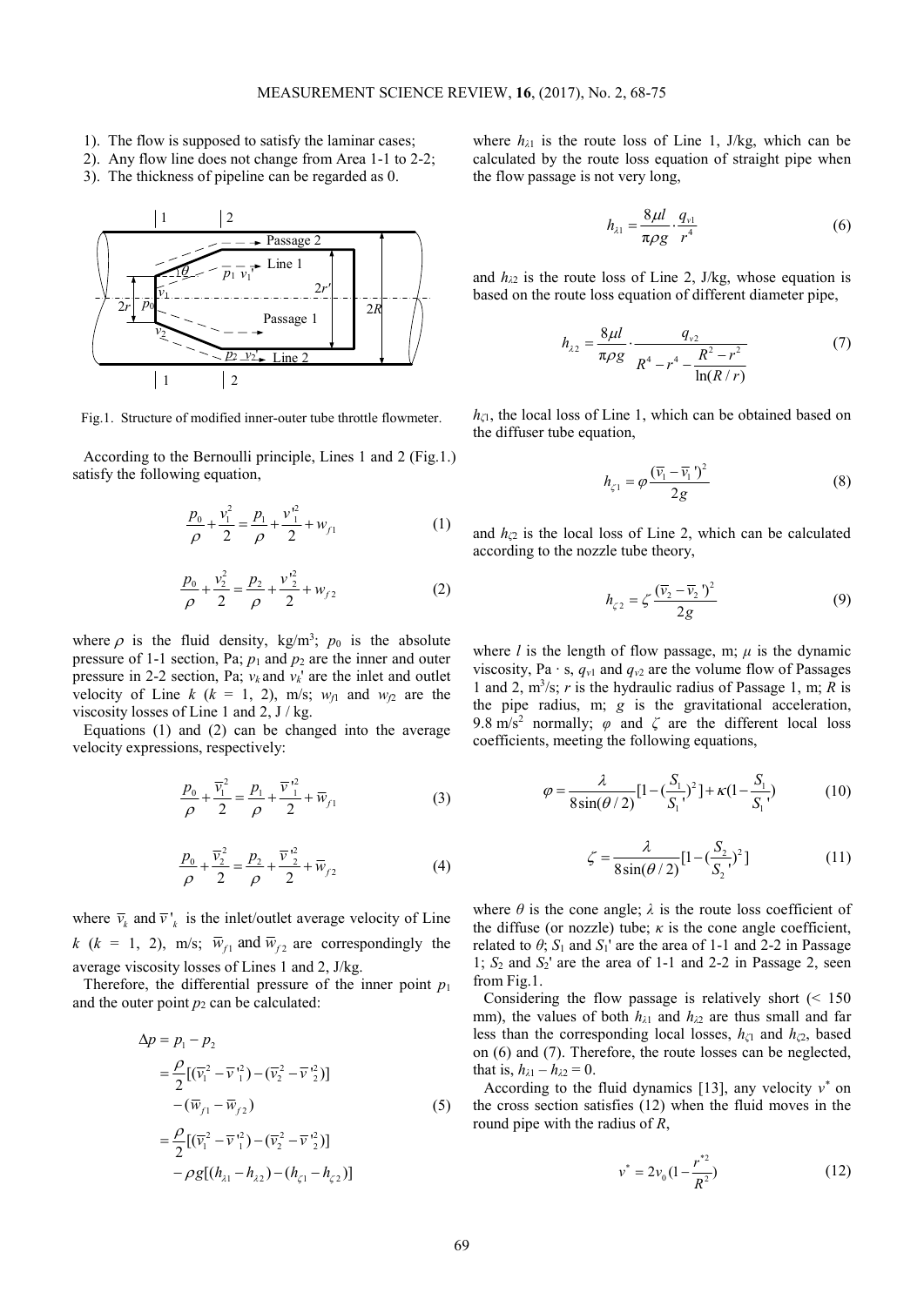1). The flow is supposed to satisfy the laminar cases;
2). Any flow line does not change from Area 1-1 to 2-2;
3). The thickness of pipeline can be regarded as 0.

Fig.1. Structure of modified inner-outer tube throttle flowmeter.

According to the Bernoulli principle, Lines 1 and 2 (Fig.1.) satisfy the following equation,

$$\frac{p_0}{\rho}+\frac{v_1^2}{2}=\frac{p_1}{\rho}+\frac{v_1'^2}{2}+w_{f1} \tag{1}$$

$$\frac{p_0}{\rho}+\frac{v_2^2}{2}=\frac{p_2}{\rho}+\frac{v_2'^2}{2}+w_{f2} \tag{2}$$

where $\rho$ is the fluid density, kg/m$^3$; $p_0$ is the absolute pressure of 1-1 section, Pa; $p_1$ and $p_2$ are the inner and outer pressure in 2-2 section, Pa; $v_k$ and $v_k'$ are the inlet and outlet velocity of Line $k$ ($k$ = 1, 2), m/s; $w_{f1}$ and $w_{f2}$ are the viscosity losses of Line 1 and 2, J / kg.

Equations (1) and (2) can be changed into the average velocity expressions, respectively:

$$\frac{p_0}{\rho}+\frac{\overline{v}_1^2}{2}=\frac{p_1}{\rho}+\frac{\overline{v}_1'^2}{2}+\overline{w}_{f1} \tag{3}$$

$$\frac{p_0}{\rho}+\frac{\overline{v}_2^2}{2}=\frac{p_2}{\rho}+\frac{\overline{v}_2'^2}{2}+\overline{w}_{f2} \tag{4}$$

where $\overline{v}_k$ and $\overline{v}'_k$ is the inlet/outlet average velocity of Line $k$ ($k$ = 1, 2), m/s; $\overline{w}_{f1}$ and $\overline{w}_{f2}$ are correspondingly the average viscosity losses of Lines 1 and 2, J/kg.

Therefore, the differential pressure of the inner point $p_1$ and the outer point $p_2$ can be calculated:

$$\begin{aligned}\Delta p &= p_1-p_2\\ &=\frac{\rho}{2}[(\overline{v}_1^2-\overline{v}_1'^2)-(\overline{v}_2^2-\overline{v}_2'^2)]\\ &\quad-(\overline{w}_{f1}-\overline{w}_{f2})\\ &=\frac{\rho}{2}[(\overline{v}_1^2-\overline{v}_1'^2)-(\overline{v}_2^2-\overline{v}_2'^2)]\\ &\quad-\rho g[(h_{\lambda1}-h_{\lambda2})-(h_{\zeta1}-h_{\zeta2})]\end{aligned} \tag{5}$$

where $h_{\lambda1}$ is the route loss of Line 1, J/kg, which can be calculated by the route loss equation of straight pipe when the flow passage is not very long,

$$h_{\lambda1}=\frac{8\mu l}{\pi\rho g}\cdot\frac{q_{v1}}{r^4} \tag{6}$$

and $h_{\lambda2}$ is the route loss of Line 2, J/kg, whose equation is based on the route loss equation of different diameter pipe,

$$h_{\lambda2}=\frac{8\mu l}{\pi\rho g}\cdot\frac{q_{v2}}{R^4-r^4-\dfrac{R^2-r^2}{\ln(R/r)}} \tag{7}$$

$h_{\zeta1}$, the local loss of Line 1, which can be obtained based on the diffuser tube equation,

$$h_{\zeta1}=\varphi\frac{(\overline{v}_1-\overline{v}_1')^2}{2g} \tag{8}$$

and $h_{\zeta2}$ is the local loss of Line 2, which can be calculated according to the nozzle tube theory,

$$h_{\zeta2}=\zeta\frac{(\overline{v}_2-\overline{v}_2')^2}{2g} \tag{9}$$

where $l$ is the length of flow passage, m; $\mu$ is the dynamic viscosity, Pa · s, $q_{v1}$ and $q_{v2}$ are the volume flow of Passages 1 and 2, m$^3$/s; $r$ is the hydraulic radius of Passage 1, m; $R$ is the pipe radius, m; $g$ is the gravitational acceleration, 9.8 m/s$^2$ normally; $\varphi$ and $\zeta$ are the different local loss coefficients, meeting the following equations,

$$\varphi=\frac{\lambda}{8\sin(\theta/2)}[1-(\frac{S_1}{S_1'})^2]+\kappa(1-\frac{S_1}{S_1'}) \tag{10}$$

$$\zeta=\frac{\lambda}{8\sin(\theta/2)}[1-(\frac{S_2}{S_2'})^2] \tag{11}$$

where $\theta$ is the cone angle; $\lambda$ is the route loss coefficient of the diffuse (or nozzle) tube; $\kappa$ is the cone angle coefficient, related to $\theta$; $S_1$ and $S_1'$ are the area of 1-1 and 2-2 in Passage 1; $S_2$ and $S_2'$ are the area of 1-1 and 2-2 in Passage 2, seen from Fig.1.

Considering the flow passage is relatively short (< 150 mm), the values of both $h_{\lambda1}$ and $h_{\lambda2}$ are thus small and far less than the corresponding local losses, $h_{\zeta1}$ and $h_{\zeta2}$, based on (6) and (7). Therefore, the route losses can be neglected, that is, $h_{\lambda1} - h_{\lambda2} = 0$.

According to the fluid dynamics [13], any velocity $v^*$ on the cross section satisfies (12) when the fluid moves in the round pipe with the radius of $R$,

$$v^*=2v_0(1-\frac{r^{*2}}{R^2}) \tag{12}$$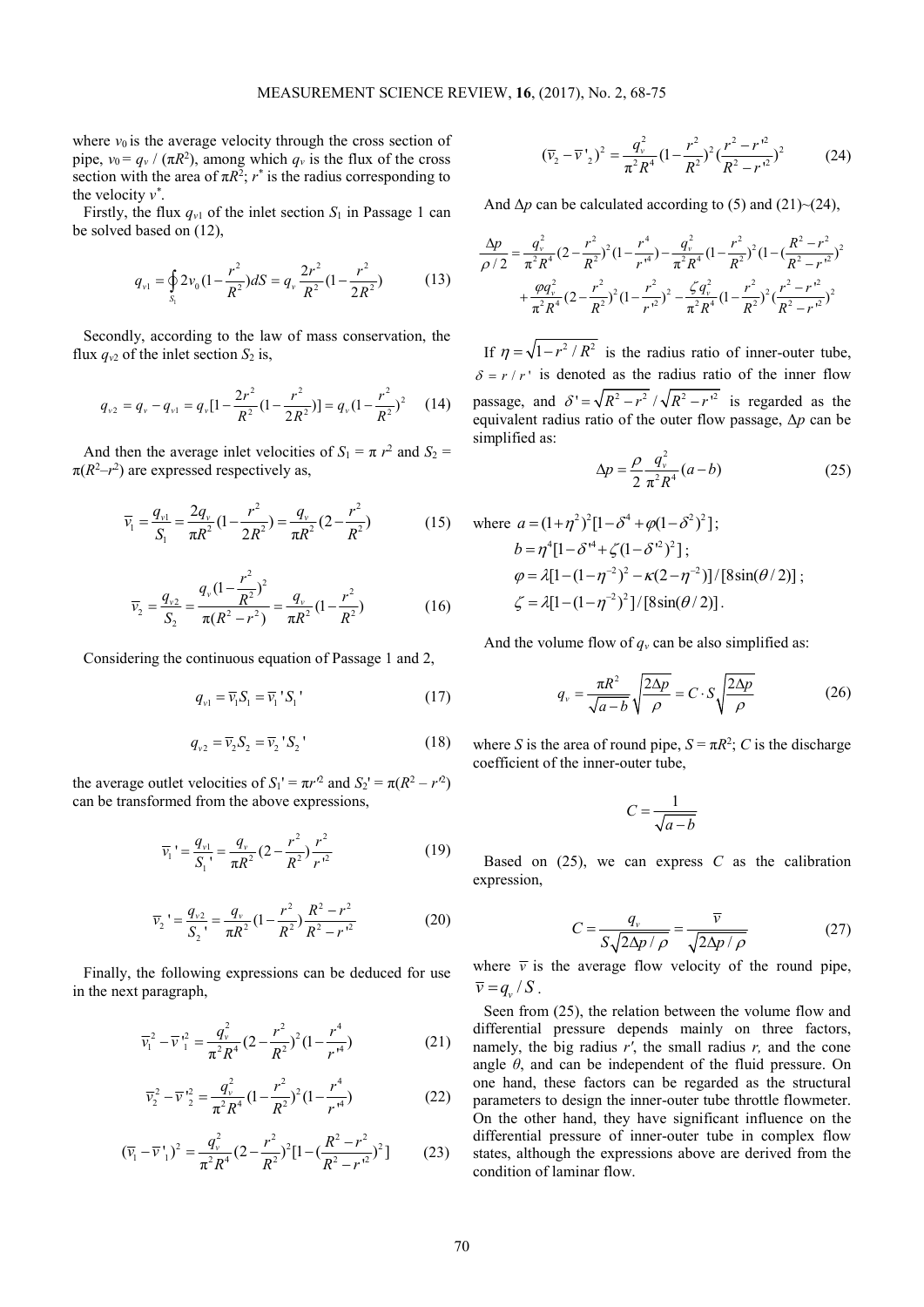where $v_0$ is the average velocity through the cross section of pipe, $v_0 = q_v / (\pi R^2)$, among which $q_v$ is the flux of the cross section with the area of $\pi R^2$; $r^*$ is the radius corresponding to the velocity $v^*$.

Firstly, the flux $q_{v1}$ of the inlet section $S_1$ in Passage 1 can be solved based on (12),

$$q_{v1} = \oint_{S_1} 2v_0 (1 - \frac{r^2}{R^2}) dS = q_v \frac{2r^2}{R^2}(1 - \frac{r^2}{2R^2}) \tag{13}$$

Secondly, according to the law of mass conservation, the flux $q_{v2}$ of the inlet section $S_2$ is,

$$q_{v2} = q_v - q_{v1} = q_v [1 - \frac{2r^2}{R^2}(1 - \frac{r^2}{2R^2})] = q_v (1 - \frac{r^2}{R^2})^2 \tag{14}$$

And then the average inlet velocities of $S_1 = \pi r^2$ and $S_2 = \pi(R^2 - r^2)$ are expressed respectively as,

$$\bar{v}_1 = \frac{q_{v1}}{S_1} = \frac{2q_v}{\pi R^2}(1 - \frac{r^2}{2R^2}) = \frac{q_v}{\pi R^2}(2 - \frac{r^2}{R^2}) \tag{15}$$

$$\bar{v}_2 = \frac{q_{v2}}{S_2} = \frac{q_v (1 - \frac{r^2}{R^2})^2}{\pi(R^2 - r^2)} = \frac{q_v}{\pi R^2}(1 - \frac{r^2}{R^2}) \tag{16}$$

Considering the continuous equation of Passage 1 and 2,

$$q_{v1} = \bar{v}_1 S_1 = \bar{v}_1' S_1' \tag{17}$$

$$q_{v2} = \bar{v}_2 S_2 = \bar{v}_2' S_2' \tag{18}$$

the average outlet velocities of $S_1' = \pi r'^2$ and $S_2' = \pi(R^2 - r'^2)$ can be transformed from the above expressions,

$$\bar{v}_1' = \frac{q_{v1}}{S_1'} = \frac{q_v}{\pi R^2}(2 - \frac{r^2}{R^2})\frac{r^2}{r'^2} \tag{19}$$

$$\bar{v}_2' = \frac{q_{v2}}{S_2'} = \frac{q_v}{\pi R^2}(1 - \frac{r^2}{R^2})\frac{R^2 - r^2}{R^2 - r'^2} \tag{20}$$

Finally, the following expressions can be deduced for use in the next paragraph,

$$\bar{v}_1^2 - \bar{v}_1'^2 = \frac{q_v^2}{\pi^2 R^4}(2 - \frac{r^2}{R^2})^2 (1 - \frac{r^4}{r'^4}) \tag{21}$$

$$\bar{v}_2^2 - \bar{v}_2'^2 = \frac{q_v^2}{\pi^2 R^4}(1 - \frac{r^2}{R^2})^2 (1 - \frac{r^4}{r'^4}) \tag{22}$$

$$(\bar{v}_1 - \bar{v}_1')^2 = \frac{q_v^2}{\pi^2 R^4}(2 - \frac{r^2}{R^2})^2 [1 - (\frac{R^2 - r^2}{R^2 - r'^2})^2] \tag{23}$$

$$(\bar{v}_2 - \bar{v}_2')^2 = \frac{q_v^2}{\pi^2 R^4}(1 - \frac{r^2}{R^2})^2 (\frac{r^2 - r'^2}{R^2 - r'^2})^2 \tag{24}$$

And $\Delta p$ can be calculated according to (5) and (21)~(24),

$$\frac{\Delta p}{\rho / 2} = \frac{q_v^2}{\pi^2 R^4}(2 - \frac{r^2}{R^2})^2 (1 - \frac{r^4}{r'^4}) - \frac{q_v^2}{\pi^2 R^4}(1 - \frac{r^2}{R^2})^2 (1 - (\frac{R^2 - r^2}{R^2 - r'^2})^2$$
$$+ \frac{\varphi q_v^2}{\pi^2 R^4}(2 - \frac{r^2}{R^2})^2 (1 - \frac{r^2}{r'^2})^2 - \frac{\zeta q_v^2}{\pi^2 R^4}(1 - \frac{r^2}{R^2})^2 (\frac{r^2 - r'^2}{R^2 - r'^2})^2$$

If $\eta = \sqrt{1 - r^2 / R^2}$ is the radius ratio of inner-outer tube, $\delta = r / r'$ is denoted as the radius ratio of the inner flow passage, and $\delta' = \sqrt{R^2 - r^2} / \sqrt{R^2 - r'^2}$ is regarded as the equivalent radius ratio of the outer flow passage, $\Delta p$ can be simplified as:

$$\Delta p = \frac{\rho}{2} \frac{q_v^2}{\pi^2 R^4}(a - b) \tag{25}$$

where $a = (1 + \eta^2)^2 [1 - \delta^4 + \varphi(1 - \delta^2)^2]$;

$b = \eta^4 [1 - \delta'^4 + \zeta(1 - \delta'^2)^2]$;

$\varphi = \lambda[1 - (1 - \eta^{-2})^2 - \kappa(2 - \eta^{-2})] / [8\sin(\theta / 2)]$;

$\zeta = \lambda[1 - (1 - \eta^{-2})^2] / [8\sin(\theta / 2)]$.

And the volume flow of $q_v$ can be also simplified as:

$$q_v = \frac{\pi R^2}{\sqrt{a - b}} \sqrt{\frac{2\Delta p}{\rho}} = C \cdot S \sqrt{\frac{2\Delta p}{\rho}} \tag{26}$$

where $S$ is the area of round pipe, $S = \pi R^2$; $C$ is the discharge coefficient of the inner-outer tube,

$$C = \frac{1}{\sqrt{a - b}}$$

Based on (25), we can express $C$ as the calibration expression,

$$C = \frac{q_v}{S\sqrt{2\Delta p / \rho}} = \frac{\bar{v}}{\sqrt{2\Delta p / \rho}} \tag{27}$$

where $\bar{v}$ is the average flow velocity of the round pipe, $\bar{v} = q_v / S$.

Seen from (25), the relation between the volume flow and differential pressure depends mainly on three factors, namely, the big radius $r'$, the small radius $r$, and the cone angle $\theta$, and can be independent of the fluid pressure. On one hand, these factors can be regarded as the structural parameters to design the inner-outer tube throttle flowmeter. On the other hand, they have significant influence on the differential pressure of inner-outer tube in complex flow states, although the expressions above are derived from the condition of laminar flow.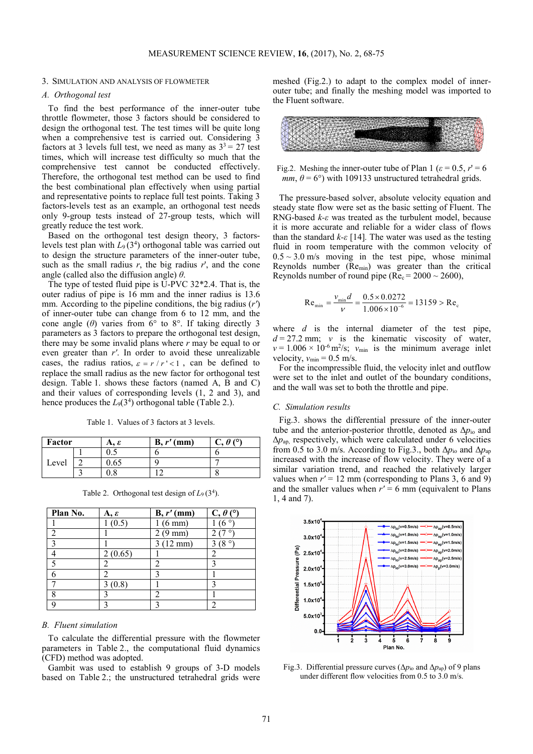## 3. Simulation and Analysis of Flowmeter

### A. Orthogonal test

To find the best performance of the inner-outer tube throttle flowmeter, those 3 factors should be considered to design the orthogonal test. The test times will be quite long when a comprehensive test is carried out. Considering 3 factors at 3 levels full test, we need as many as $3^3 = 27$ test times, which will increase test difficulty so much that the comprehensive test cannot be conducted effectively. Therefore, the orthogonal test method can be used to find the best combinational plan effectively when using partial and representative points to replace full test points. Taking 3 factors-levels test as an example, an orthogonal test needs only 9-group tests instead of 27-group tests, which will greatly reduce the test work.

Based on the orthogonal test design theory, 3 factors-levels test plan with $L_9(3^4)$ orthogonal table was carried out to design the structure parameters of the inner-outer tube, such as the small radius $r$, the big radius $r'$, and the cone angle (called also the diffusion angle) $\theta$.

The type of tested fluid pipe is U-PVC 32*2.4. That is, the outer radius of pipe is 16 mm and the inner radius is 13.6 mm. According to the pipeline conditions, the big radius ($r'$) of inner-outer tube can change from 6 to 12 mm, and the cone angle ($\theta$) varies from 6° to 8°. If taking directly 3 parameters as 3 factors to prepare the orthogonal test design, there may be some invalid plans where $r$ may be equal to or even greater than $r'$. In order to avoid these unrealizable cases, the radius ratios, $\varepsilon = r / r' < 1$, can be defined to replace the small radius as the new factor for orthogonal test design. Table 1. shows these factors (named A, B and C) and their values of corresponding levels (1, 2 and 3), and hence produces the $L_9(3^4)$ orthogonal table (Table 2.).

Table 1. Values of 3 factors at 3 levels.

| Factor | | A, $\varepsilon$ | B, $r'$ (mm) | C, $\theta$ (°) |
|---|---|---|---|---|
| Level | 1 | 0.5 | 6 | 6 |
| | 2 | 0.65 | 9 | 7 |
| | 3 | 0.8 | 12 | 8 |

Table 2. Orthogonal test design of $L_9(3^4)$.

| Plan No. | A, $\varepsilon$ | B, $r'$ (mm) | C, $\theta$ (°) |
|---|---|---|---|
| 1 | 1 (0.5) | 1 (6 mm) | 1 (6 °) |
| 2 | 1 | 2 (9 mm) | 2 (7 °) |
| 3 | 1 | 3 (12 mm) | 3 (8 °) |
| 4 | 2 (0.65) | 1 | 2 |
| 5 | 2 | 2 | 3 |
| 6 | 2 | 3 | 1 |
| 7 | 3 (0.8) | 1 | 3 |
| 8 | 3 | 2 | 1 |
| 9 | 3 | 3 | 2 |

### B. Fluent simulation

To calculate the differential pressure with the flowmeter parameters in Table 2., the computational fluid dynamics (CFD) method was adopted.

Gambit was used to establish 9 groups of 3-D models based on Table 2.; the unstructured tetrahedral grids were meshed (Fig.2.) to adapt to the complex model of inner-outer tube; and finally the meshing model was imported to the Fluent software.

Fig.2. Meshing the inner-outer tube of Plan 1 ($\varepsilon = 0.5$, $r' = 6$ mm, $\theta = 6°$) with 109133 unstructured tetrahedral grids.

The pressure-based solver, absolute velocity equation and steady state flow were set as the basic setting of Fluent. The RNG-based $k$-$\varepsilon$ was treated as the turbulent model, because it is more accurate and reliable for a wider class of flows than the standard $k$-$\varepsilon$ [14]. The water was used as the testing fluid in room temperature with the common velocity of 0.5 ~ 3.0 m/s moving in the test pipe, whose minimal Reynolds number ($\mathrm{Re}_{\min}$) was greater than the critical Reynolds number of round pipe ($\mathrm{Re}_c = 2000 \sim 2600$),

$$\mathrm{Re}_{\min} = \frac{v_{\min} d}{\nu} = \frac{0.5 \times 0.0272}{1.006 \times 10^{-6}} = 13159 > \mathrm{Re}_c$$

where $d$ is the internal diameter of the test pipe, $d = 27.2$ mm; $\nu$ is the kinematic viscosity of water, $\nu = 1.006 \times 10^{-6}$ m$^2$/s; $v_{\min}$ is the minimum average inlet velocity, $v_{\min} = 0.5$ m/s.

For the incompressible fluid, the velocity inlet and outflow were set to the inlet and outlet of the boundary conditions, and the wall was set to both the throttle and pipe.

### C. Simulation results

Fig.3. shows the differential pressure of the inner-outer tube and the anterior-posterior throttle, denoted as $\Delta p_{io}$ and $\Delta p_{ap}$, respectively, which were calculated under 6 velocities from 0.5 to 3.0 m/s. According to Fig.3., both $\Delta p_{io}$ and $\Delta p_{ap}$ increased with the increase of flow velocity. They were of a similar variation trend, and reached the relatively larger values when $r' = 12$ mm (corresponding to Plans 3, 6 and 9) and the smaller values when $r' = 6$ mm (equivalent to Plans 1, 4 and 7).

Fig.3. Differential pressure curves ($\Delta p_{io}$ and $\Delta p_{ap}$) of 9 plans under different flow velocities from 0.5 to 3.0 m/s.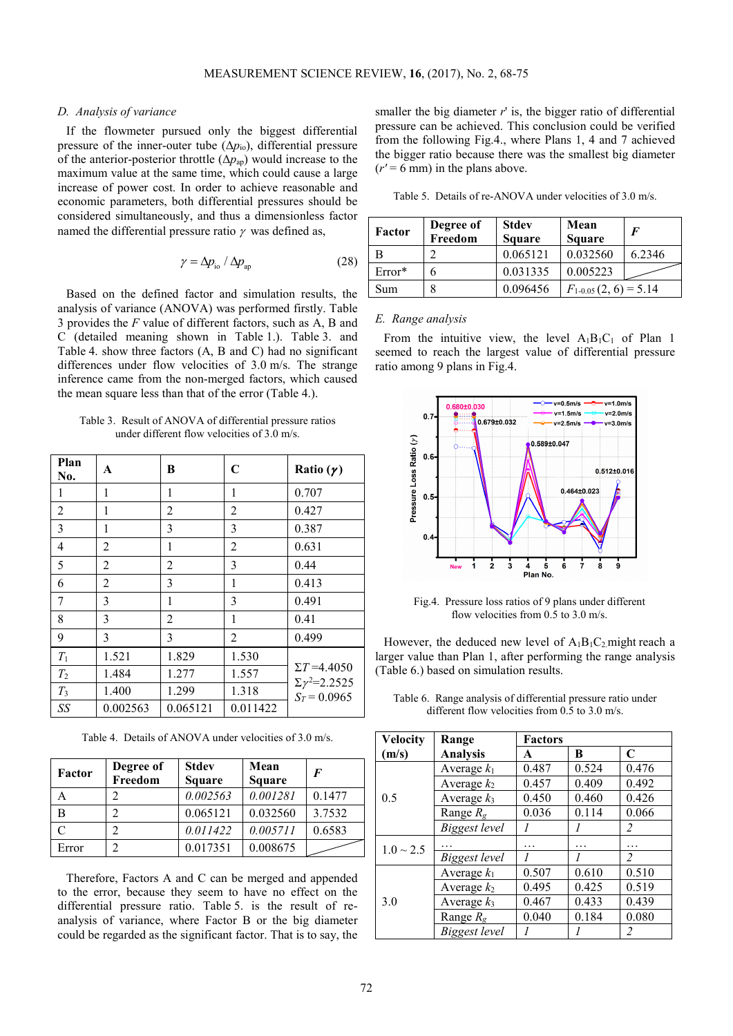### D. Analysis of variance

If the flowmeter pursued only the biggest differential pressure of the inner-outer tube ($\Delta p_{io}$), differential pressure of the anterior-posterior throttle ($\Delta p_{ap}$) would increase to the maximum value at the same time, which could cause a large increase of power cost. In order to achieve reasonable and economic parameters, both differential pressures should be considered simultaneously, and thus a dimensionless factor named the differential pressure ratio $\gamma$ was defined as,

$$\gamma = \Delta p_{io} / \Delta p_{ap} \tag{28}$$

Based on the defined factor and simulation results, the analysis of variance (ANOVA) was performed firstly. Table 3 provides the $F$ value of different factors, such as A, B and C (detailed meaning shown in Table 1.). Table 3. and Table 4. show three factors (A, B and C) had no significant differences under flow velocities of 3.0 m/s. The strange inference came from the non-merged factors, which caused the mean square less than that of the error (Table 4.).

Table 3. Result of ANOVA of differential pressure ratios under different flow velocities of 3.0 m/s.

| Plan No. | A | B | C | Ratio ($\gamma$) |
|---|---|---|---|---|
| 1 | 1 | 1 | 1 | 0.707 |
| 2 | 1 | 2 | 2 | 0.427 |
| 3 | 1 | 3 | 3 | 0.387 |
| 4 | 2 | 1 | 2 | 0.631 |
| 5 | 2 | 2 | 3 | 0.44 |
| 6 | 2 | 3 | 1 | 0.413 |
| 7 | 3 | 1 | 3 | 0.491 |
| 8 | 3 | 2 | 1 | 0.41 |
| 9 | 3 | 3 | 2 | 0.499 |
| $T_1$ | 1.521 | 1.829 | 1.530 | $\Sigma T$ =4.4050 |
| $T_2$ | 1.484 | 1.277 | 1.557 | $\Sigma\gamma^2$=2.2525 |
| $T_3$ | 1.400 | 1.299 | 1.318 | $S_T$ = 0.0965 |
| $SS$ | 0.002563 | 0.065121 | 0.011422 | |

Table 4. Details of ANOVA under velocities of 3.0 m/s.

| Factor | Degree of Freedom | Stdev Square | Mean Square | $F$ |
|---|---|---|---|---|
| A | 2 | *0.002563* | *0.001281* | 0.1477 |
| B | 2 | 0.065121 | 0.032560 | 3.7532 |
| C | 2 | *0.011422* | *0.005711* | 0.6583 |
| Error | 2 | 0.017351 | 0.008675 | |

Therefore, Factors A and C can be merged and appended to the error, because they seem to have no effect on the differential pressure ratio. Table 5. is the result of re-analysis of variance, where Factor B or the big diameter could be regarded as the significant factor. That is to say, the smaller the big diameter $r'$ is, the bigger ratio of differential pressure can be achieved. This conclusion could be verified from the following Fig.4., where Plans 1, 4 and 7 achieved the bigger ratio because there was the smallest big diameter ($r'$ = 6 mm) in the plans above.

Table 5. Details of re-ANOVA under velocities of 3.0 m/s.

| Factor | Degree of Freedom | Stdev Square | Mean Square | $F$ |
|---|---|---|---|---|
| B | 2 | 0.065121 | 0.032560 | 6.2346 |
| Error* | 6 | 0.031335 | 0.005223 | |
| Sum | 8 | 0.096456 | $F_{1\text{-}0.05}(2, 6) = 5.14$ | |

### E. Range analysis

From the intuitive view, the level $A_1B_1C_1$ of Plan 1 seemed to reach the largest value of differential pressure ratio among 9 plans in Fig.4.

Fig.4. Pressure loss ratios of 9 plans under different flow velocities from 0.5 to 3.0 m/s.

However, the deduced new level of $A_1B_1C_2$ might reach a larger value than Plan 1, after performing the range analysis (Table 6.) based on simulation results.

Table 6. Range analysis of differential pressure ratio under different flow velocities from 0.5 to 3.0 m/s.

| Velocity (m/s) | Range Analysis | Factors A | B | C |
|---|---|---|---|---|
| 0.5 | Average $k_1$ | 0.487 | 0.524 | 0.476 |
| | Average $k_2$ | 0.457 | 0.409 | 0.492 |
| | Average $k_3$ | 0.450 | 0.460 | 0.426 |
| | Range $R_g$ | 0.036 | 0.114 | 0.066 |
| | *Biggest level* | *1* | *1* | *2* |
| 1.0 ~ 2.5 | … | … | … | … |
| | *Biggest level* | *1* | *1* | *2* |
| 3.0 | Average $k_1$ | 0.507 | 0.610 | 0.510 |
| | Average $k_2$ | 0.495 | 0.425 | 0.519 |
| | Average $k_3$ | 0.467 | 0.433 | 0.439 |
| | Range $R_g$ | 0.040 | 0.184 | 0.080 |
| | *Biggest level* | *1* | *1* | *2* |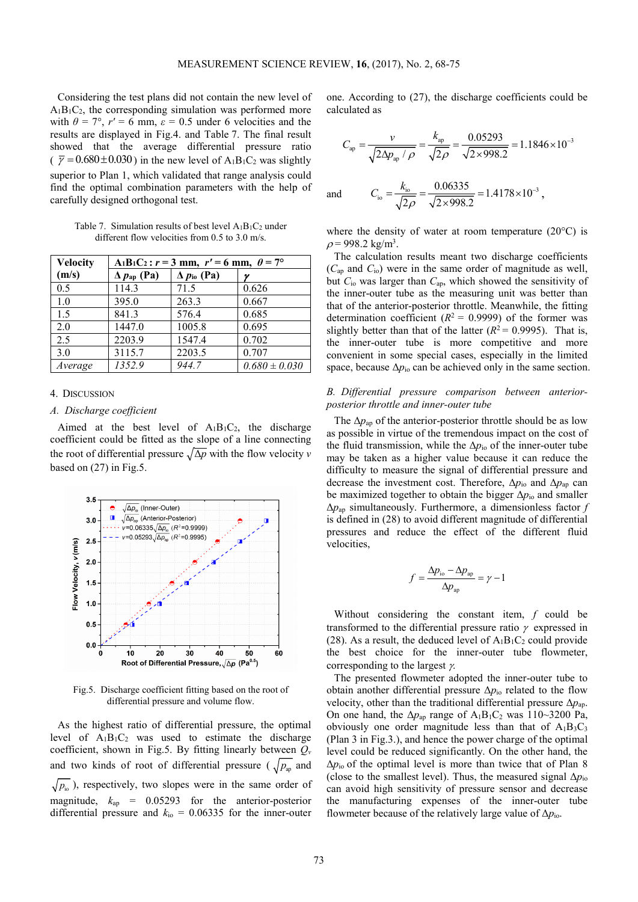Considering the test plans did not contain the new level of $A_1B_1C_2$, the corresponding simulation was performed more with $\theta$ = 7°, $r'$ = 6 mm, $\varepsilon$ = 0.5 under 6 velocities and the results are displayed in Fig.4. and Table 7. The final result showed that the average differential pressure ratio ( $\bar{\gamma} = 0.680 \pm 0.030$ ) in the new level of $A_1B_1C_2$ was slightly superior to Plan 1, which validated that range analysis could find the optimal combination parameters with the help of carefully designed orthogonal test.

Table 7. Simulation results of best level $A_1B_1C_2$ under different flow velocities from 0.5 to 3.0 m/s.

| Velocity (m/s) | $A_1B_1C_2$ : $r$ = 3 mm, $r'$ = 6 mm, $\theta$ = 7° | | |
|---|---|---|---|
| | $\Delta p_{ap}$ (Pa) | $\Delta p_{io}$ (Pa) | $\gamma$ |
| 0.5 | 114.3 | 71.5 | 0.626 |
| 1.0 | 395.0 | 263.3 | 0.667 |
| 1.5 | 841.3 | 576.4 | 0.685 |
| 2.0 | 1447.0 | 1005.8 | 0.695 |
| 2.5 | 2203.9 | 1547.4 | 0.702 |
| 3.0 | 3115.7 | 2203.5 | 0.707 |
| *Average* | *1352.9* | *944.7* | *0.680 ± 0.030* |

## 4. Discussion

### A. Discharge coefficient

Aimed at the best level of $A_1B_1C_2$, the discharge coefficient could be fitted as the slope of a line connecting the root of differential pressure $\sqrt{\Delta p}$ with the flow velocity $v$ based on (27) in Fig.5.

Fig.5. Discharge coefficient fitting based on the root of differential pressure and volume flow.

As the highest ratio of differential pressure, the optimal level of $A_1B_1C_2$ was used to estimate the discharge coefficient, shown in Fig.5. By fitting linearly between $Q_v$ and two kinds of root of differential pressure ( $\sqrt{p_{ap}}$ and $\sqrt{p_{io}}$ ), respectively, two slopes were in the same order of magnitude, $k_{ap}$ = 0.05293 for the anterior-posterior differential pressure and $k_{io}$ = 0.06335 for the inner-outer one. According to (27), the discharge coefficients could be calculated as

$$C_{ap} = \frac{v}{\sqrt{2\Delta p_{ap}/\rho}} = \frac{k_{ap}}{\sqrt{2\rho}} = \frac{0.05293}{\sqrt{2\times 998.2}} = 1.1846\times 10^{-3}$$

and

$$C_{io} = \frac{k_{io}}{\sqrt{2\rho}} = \frac{0.06335}{\sqrt{2\times 998.2}} = 1.4178\times 10^{-3},$$

where the density of water at room temperature (20°C) is $\rho$ = 998.2 kg/m$^3$.

The calculation results meant two discharge coefficients ($C_{ap}$ and $C_{io}$) were in the same order of magnitude as well, but $C_{io}$ was larger than $C_{ap}$, which showed the sensitivity of the inner-outer tube as the measuring unit was better than that of the anterior-posterior throttle. Meanwhile, the fitting determination coefficient ($R^2$ = 0.9999) of the former was slightly better than that of the latter ($R^2$ = 0.9995). That is, the inner-outer tube is more competitive and more convenient in some special cases, especially in the limited space, because $\Delta p_{io}$ can be achieved only in the same section.

### B. Differential pressure comparison between anterior-posterior throttle and inner-outer tube

The $\Delta p_{ap}$ of the anterior-posterior throttle should be as low as possible in virtue of the tremendous impact on the cost of the fluid transmission, while the $\Delta p_{io}$ of the inner-outer tube may be taken as a higher value because it can reduce the difficulty to measure the signal of differential pressure and decrease the investment cost. Therefore, $\Delta p_{io}$ and $\Delta p_{ap}$ can be maximized together to obtain the bigger $\Delta p_{io}$ and smaller $\Delta p_{ap}$ simultaneously. Furthermore, a dimensionless factor $f$ is defined in (28) to avoid different magnitude of differential pressures and reduce the effect of the different fluid velocities,

$$f = \frac{\Delta p_{io} - \Delta p_{ap}}{\Delta p_{ap}} = \gamma - 1$$

Without considering the constant item, $f$ could be transformed to the differential pressure ratio $\gamma$ expressed in (28). As a result, the deduced level of $A_1B_1C_2$ could provide the best choice for the inner-outer tube flowmeter, corresponding to the largest $\gamma$.

The presented flowmeter adopted the inner-outer tube to obtain another differential pressure $\Delta p_{io}$ related to the flow velocity, other than the traditional differential pressure $\Delta p_{ap}$. On one hand, the $\Delta p_{ap}$ range of $A_1B_1C_2$ was 110~3200 Pa, obviously one order magnitude less than that of $A_1B_3C_3$ (Plan 3 in Fig.3.), and hence the power charge of the optimal level could be reduced significantly. On the other hand, the $\Delta p_{io}$ of the optimal level is more than twice that of Plan 8 (close to the smallest level). Thus, the measured signal $\Delta p_{io}$ can avoid high sensitivity of pressure sensor and decrease the manufacturing expenses of the inner-outer tube flowmeter because of the relatively large value of $\Delta p_{io}$.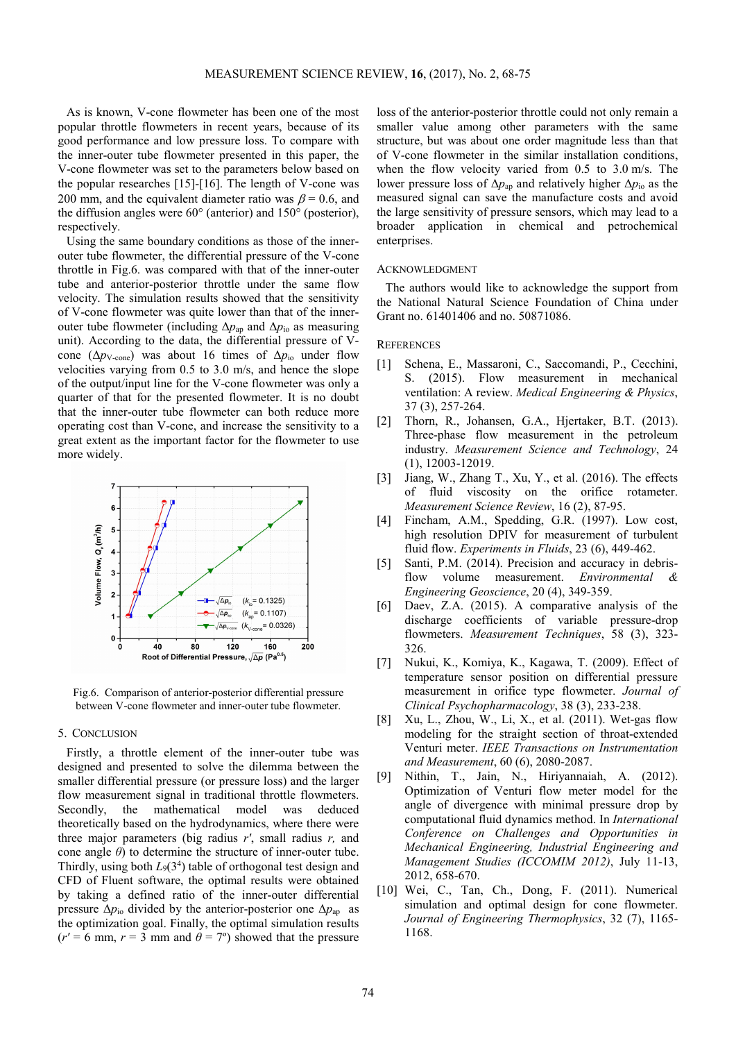As is known, V-cone flowmeter has been one of the most popular throttle flowmeters in recent years, because of its good performance and low pressure loss. To compare with the inner-outer tube flowmeter presented in this paper, the V-cone flowmeter was set to the parameters below based on the popular researches [15]-[16]. The length of V-cone was 200 mm, and the equivalent diameter ratio was $\beta = 0.6$, and the diffusion angles were 60° (anterior) and 150° (posterior), respectively.

Using the same boundary conditions as those of the inner-outer tube flowmeter, the differential pressure of the V-cone throttle in Fig.6. was compared with that of the inner-outer tube and anterior-posterior throttle under the same flow velocity. The simulation results showed that the sensitivity of V-cone flowmeter was quite lower than that of the inner-outer tube flowmeter (including $\Delta p_{ap}$ and $\Delta p_{io}$ as measuring unit). According to the data, the differential pressure of V-cone ($\Delta p_{V\text{-cone}}$) was about 16 times of $\Delta p_{io}$ under flow velocities varying from 0.5 to 3.0 m/s, and hence the slope of the output/input line for the V-cone flowmeter was only a quarter of that for the presented flowmeter. It is no doubt that the inner-outer tube flowmeter can both reduce more operating cost than V-cone, and increase the sensitivity to a great extent as the important factor for the flowmeter to use more widely.

Fig.6. Comparison of anterior-posterior differential pressure between V-cone flowmeter and inner-outer tube flowmeter.

## 5. CONCLUSION

Firstly, a throttle element of the inner-outer tube was designed and presented to solve the dilemma between the smaller differential pressure (or pressure loss) and the larger flow measurement signal in traditional throttle flowmeters. Secondly, the mathematical model was deduced theoretically based on the hydrodynamics, where there were three major parameters (big radius $r'$, small radius $r$, and cone angle $\theta$) to determine the structure of inner-outer tube. Thirdly, using both $L_9(3^4)$ table of orthogonal test design and CFD of Fluent software, the optimal results were obtained by taking a defined ratio of the inner-outer differential pressure $\Delta p_{io}$ divided by the anterior-posterior one $\Delta p_{ap}$ as the optimization goal. Finally, the optimal simulation results ($r' = 6$ mm, $r = 3$ mm and $\theta = 7°$) showed that the pressure loss of the anterior-posterior throttle could not only remain a smaller value among other parameters with the same structure, but was about one order magnitude less than that of V-cone flowmeter in the similar installation conditions, when the flow velocity varied from 0.5 to 3.0 m/s. The lower pressure loss of $\Delta p_{ap}$ and relatively higher $\Delta p_{io}$ as the measured signal can save the manufacture costs and avoid the large sensitivity of pressure sensors, which may lead to a broader application in chemical and petrochemical enterprises.

## ACKNOWLEDGMENT

The authors would like to acknowledge the support from the National Natural Science Foundation of China under Grant no. 61401406 and no. 50871086.

## REFERENCES

[1] Schena, E., Massaroni, C., Saccomandi, P., Cecchini, S. (2015). Flow measurement in mechanical ventilation: A review. *Medical Engineering & Physics*, 37 (3), 257-264.

[2] Thorn, R., Johansen, G.A., Hjertaker, B.T. (2013). Three-phase flow measurement in the petroleum industry. *Measurement Science and Technology*, 24 (1), 12003-12019.

[3] Jiang, W., Zhang T., Xu, Y., et al. (2016). The effects of fluid viscosity on the orifice rotameter. *Measurement Science Review*, 16 (2), 87-95.

[4] Fincham, A.M., Spedding, G.R. (1997). Low cost, high resolution DPIV for measurement of turbulent fluid flow. *Experiments in Fluids*, 23 (6), 449-462.

[5] Santi, P.M. (2014). Precision and accuracy in debris-flow volume measurement. *Environmental & Engineering Geoscience*, 20 (4), 349-359.

[6] Daev, Z.A. (2015). A comparative analysis of the discharge coefficients of variable pressure-drop flowmeters. *Measurement Techniques*, 58 (3), 323-326.

[7] Nukui, K., Komiya, K., Kagawa, T. (2009). Effect of temperature sensor position on differential pressure measurement in orifice type flowmeter. *Journal of Clinical Psychopharmacology*, 38 (3), 233-238.

[8] Xu, L., Zhou, W., Li, X., et al. (2011). Wet-gas flow modeling for the straight section of throat-extended Venturi meter. *IEEE Transactions on Instrumentation and Measurement*, 60 (6), 2080-2087.

[9] Nithin, T., Jain, N., Hiriyannaiah, A. (2012). Optimization of Venturi flow meter model for the angle of divergence with minimal pressure drop by computational fluid dynamics method. In *International Conference on Challenges and Opportunities in Mechanical Engineering, Industrial Engineering and Management Studies (ICCOMIM 2012)*, July 11-13, 2012, 658-670.

[10] Wei, C., Tan, Ch., Dong, F. (2011). Numerical simulation and optimal design for cone flowmeter. *Journal of Engineering Thermophysics*, 32 (7), 1165-1168.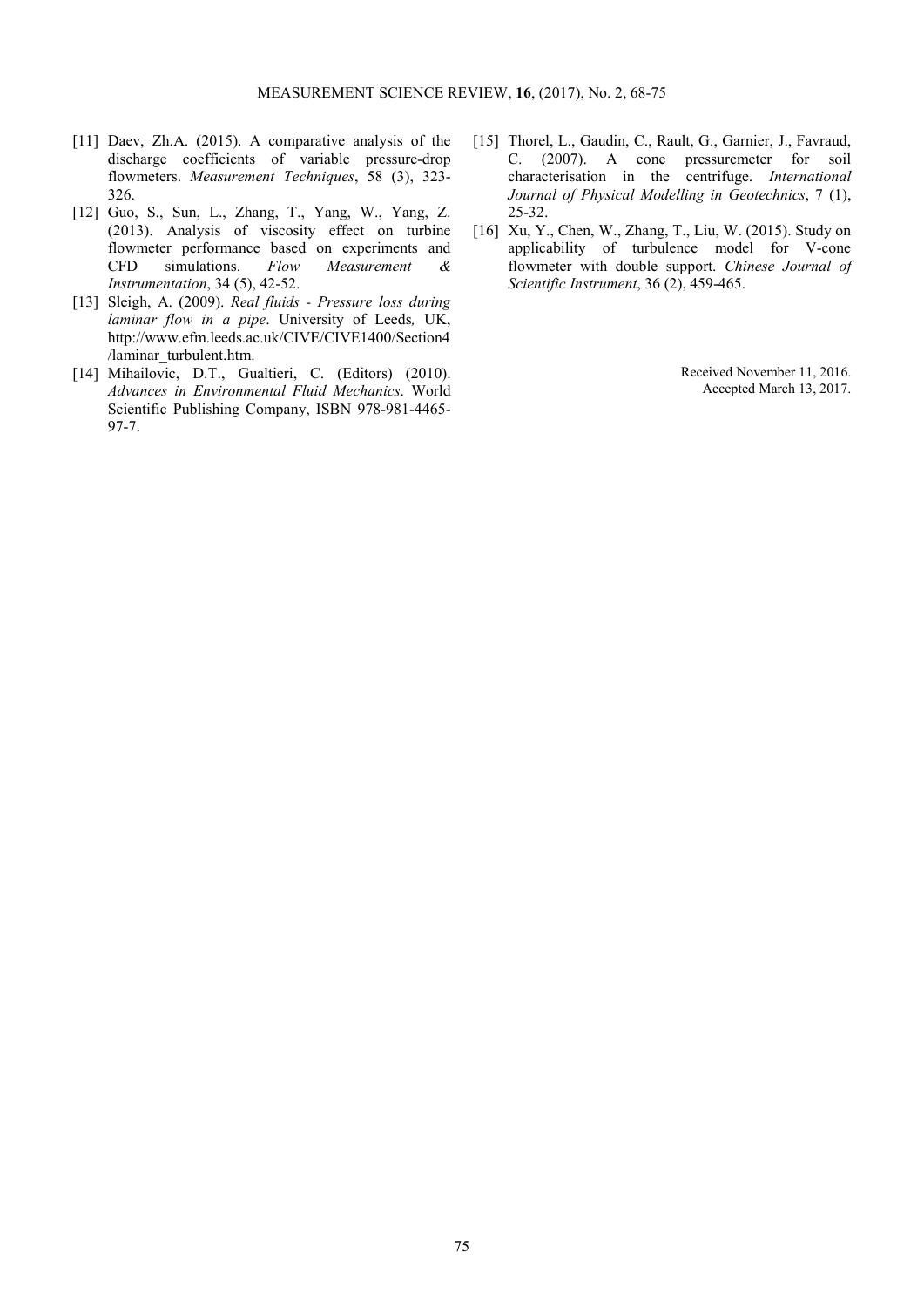[11] Daev, Zh.A. (2015). A comparative analysis of the discharge coefficients of variable pressure-drop flowmeters. *Measurement Techniques*, 58 (3), 323-326.

[12] Guo, S., Sun, L., Zhang, T., Yang, W., Yang, Z. (2013). Analysis of viscosity effect on turbine flowmeter performance based on experiments and CFD simulations. *Flow Measurement & Instrumentation*, 34 (5), 42-52.

[13] Sleigh, A. (2009). *Real fluids - Pressure loss during laminar flow in a pipe*. University of Leeds, UK, http://www.efm.leeds.ac.uk/CIVE/CIVE1400/Section4/laminar_turbulent.htm.

[14] Mihailovic, D.T., Gualtieri, C. (Editors) (2010). *Advances in Environmental Fluid Mechanics*. World Scientific Publishing Company, ISBN 978-981-4465-97-7.

[15] Thorel, L., Gaudin, C., Rault, G., Garnier, J., Favraud, C. (2007). A cone pressuremeter for soil characterisation in the centrifuge. *International Journal of Physical Modelling in Geotechnics*, 7 (1), 25-32.

[16] Xu, Y., Chen, W., Zhang, T., Liu, W. (2015). Study on applicability of turbulence model for V-cone flowmeter with double support. *Chinese Journal of Scientific Instrument*, 36 (2), 459-465.

Received November 11, 2016.
Accepted March 13, 2017.